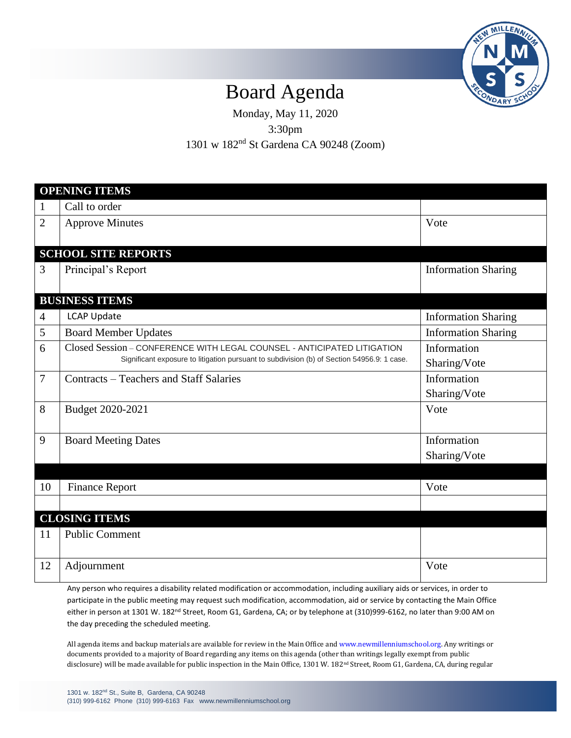# Board Agenda

Monday, May 11, 2020

3:30pm

1301 w 182nd St Gardena CA 90248 (Zoom)

| | | |
|---|---|---|
| **OPENING ITEMS** | | |
| 1 | Call to order | |
| 2 | Approve Minutes | Vote |
| **SCHOOL SITE REPORTS** | | |
| 3 | Principal's Report | Information Sharing |
| **BUSINESS ITEMS** | | |
| 4 | LCAP Update | Information Sharing |
| 5 | Board Member Updates | Information Sharing |
| 6 | Closed Session – CONFERENCE WITH LEGAL COUNSEL - ANTICIPATED LITIGATION<br>Significant exposure to litigation pursuant to subdivision (b) of Section 54956.9: 1 case. | Information Sharing/Vote |
| 7 | Contracts – Teachers and Staff Salaries | Information Sharing/Vote |
| 8 | Budget 2020-2021 | Vote |
| 9 | Board Meeting Dates | Information Sharing/Vote |
| | | |
| 10 | Finance Report | Vote |
| | | |
| **CLOSING ITEMS** | | |
| 11 | Public Comment | |
| 12 | Adjournment | Vote |

Any person who requires a disability related modification or accommodation, including auxiliary aids or services, in order to participate in the public meeting may request such modification, accommodation, aid or service by contacting the Main Office either in person at 1301 W. 182nd Street, Room G1, Gardena, CA; or by telephone at (310)999-6162, no later than 9:00 AM on the day preceding the scheduled meeting.

All agenda items and backup materials are available for review in the Main Office and www.newmillenniumschool.org. Any writings or documents provided to a majority of Board regarding any items on this agenda (other than writings legally exempt from public disclosure) will be made available for public inspection in the Main Office, 1301 W. 182nd Street, Room G1, Gardena, CA, during regular

1301 w. 182nd St., Suite B, Gardena, CA 90248
(310) 999-6162 Phone (310) 999-6163 Fax www.newmillenniumschool.org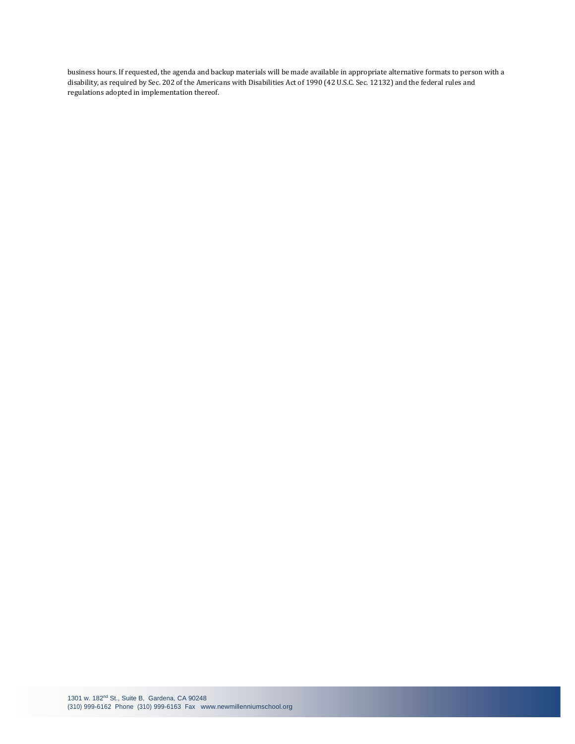business hours. If requested, the agenda and backup materials will be made available in appropriate alternative formats to person with a disability, as required by Sec. 202 of the Americans with Disabilities Act of 1990 (42 U.S.C. Sec. 12132) and the federal rules and regulations adopted in implementation thereof.